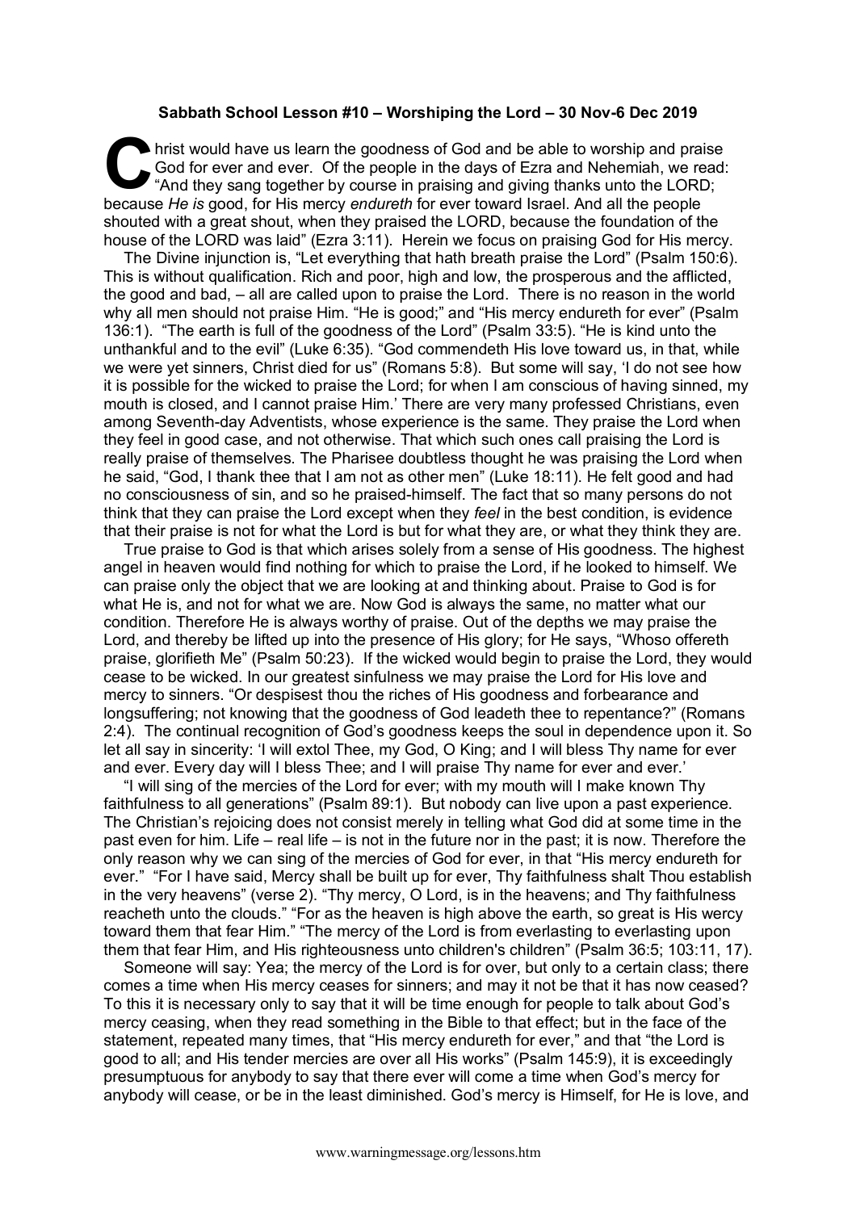**Sabbath School Lesson #10 – Worshiping the Lord – 30 Nov-6 Dec 2019**

Christ would have us learn the goodness of God and be able to worship and praise God for ever and ever. Of the people in the days of Ezra and Nehemiah, we read: "And they sang together by course in praising and giving thanks unto the LORD; because *He is* good, for His mercy *endureth* for ever toward Israel. And all the people shouted with a great shout, when they praised the LORD, because the foundation of the house of the LORD was laid" (Ezra 3:11). Herein we focus on praising God for His mercy.

The Divine injunction is, "Let everything that hath breath praise the Lord" (Psalm 150:6). This is without qualification. Rich and poor, high and low, the prosperous and the afflicted, the good and bad, – all are called upon to praise the Lord. There is no reason in the world why all men should not praise Him. "He is good;" and "His mercy endureth for ever" (Psalm 136:1). "The earth is full of the goodness of the Lord" (Psalm 33:5). "He is kind unto the unthankful and to the evil" (Luke 6:35). "God commendeth His love toward us, in that, while we were yet sinners, Christ died for us" (Romans 5:8). But some will say, 'I do not see how it is possible for the wicked to praise the Lord; for when I am conscious of having sinned, my mouth is closed, and I cannot praise Him.' There are very many professed Christians, even among Seventh-day Adventists, whose experience is the same. They praise the Lord when they feel in good case, and not otherwise. That which such ones call praising the Lord is really praise of themselves. The Pharisee doubtless thought he was praising the Lord when he said, "God, I thank thee that I am not as other men" (Luke 18:11). He felt good and had no consciousness of sin, and so he praised-himself. The fact that so many persons do not think that they can praise the Lord except when they *feel* in the best condition, is evidence that their praise is not for what the Lord is but for what they are, or what they think they are.

True praise to God is that which arises solely from a sense of His goodness. The highest angel in heaven would find nothing for which to praise the Lord, if he looked to himself. We can praise only the object that we are looking at and thinking about. Praise to God is for what He is, and not for what we are. Now God is always the same, no matter what our condition. Therefore He is always worthy of praise. Out of the depths we may praise the Lord, and thereby be lifted up into the presence of His glory; for He says, "Whoso offereth praise, glorifieth Me" (Psalm 50:23). If the wicked would begin to praise the Lord, they would cease to be wicked. In our greatest sinfulness we may praise the Lord for His love and mercy to sinners. "Or despisest thou the riches of His goodness and forbearance and longsuffering; not knowing that the goodness of God leadeth thee to repentance?" (Romans 2:4). The continual recognition of God's goodness keeps the soul in dependence upon it. So let all say in sincerity: 'I will extol Thee, my God, O King; and I will bless Thy name for ever and ever. Every day will I bless Thee; and I will praise Thy name for ever and ever.'

"I will sing of the mercies of the Lord for ever; with my mouth will I make known Thy faithfulness to all generations" (Psalm 89:1). But nobody can live upon a past experience. The Christian's rejoicing does not consist merely in telling what God did at some time in the past even for him. Life – real life – is not in the future nor in the past; it is now. Therefore the only reason why we can sing of the mercies of God for ever, in that "His mercy endureth for ever." "For I have said, Mercy shall be built up for ever, Thy faithfulness shalt Thou establish in the very heavens" (verse 2). "Thy mercy, O Lord, is in the heavens; and Thy faithfulness reacheth unto the clouds." "For as the heaven is high above the earth, so great is His wercy toward them that fear Him." "The mercy of the Lord is from everlasting to everlasting upon them that fear Him, and His righteousness unto children's children" (Psalm 36:5; 103:11, 17).

Someone will say: Yea; the mercy of the Lord is for over, but only to a certain class; there comes a time when His mercy ceases for sinners; and may it not be that it has now ceased? To this it is necessary only to say that it will be time enough for people to talk about God's mercy ceasing, when they read something in the Bible to that effect; but in the face of the statement, repeated many times, that "His mercy endureth for ever," and that "the Lord is good to all; and His tender mercies are over all His works" (Psalm 145:9), it is exceedingly presumptuous for anybody to say that there ever will come a time when God's mercy for anybody will cease, or be in the least diminished. God's mercy is Himself, for He is love, and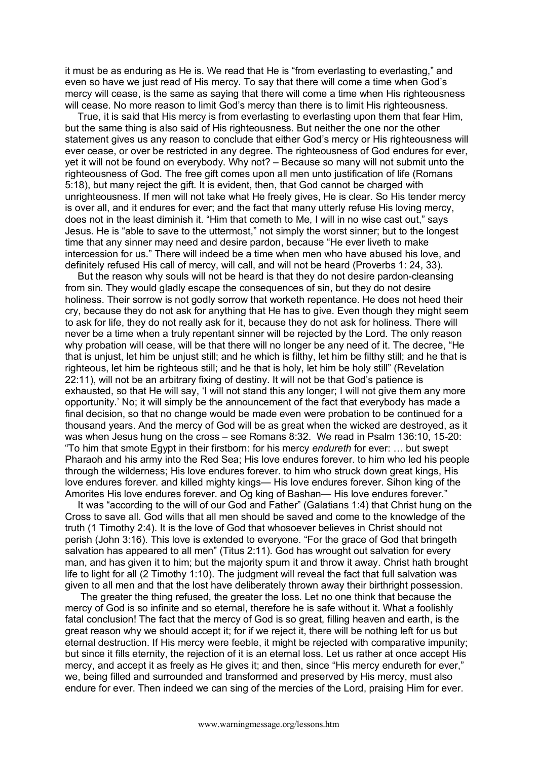it must be as enduring as He is. We read that He is "from everlasting to everlasting," and even so have we just read of His mercy. To say that there will come a time when God's mercy will cease, is the same as saying that there will come a time when His righteousness will cease. No more reason to limit God's mercy than there is to limit His righteousness.

True, it is said that His mercy is from everlasting to everlasting upon them that fear Him, but the same thing is also said of His righteousness. But neither the one nor the other statement gives us any reason to conclude that either God's mercy or His righteousness will ever cease, or over be restricted in any degree. The righteousness of God endures for ever, yet it will not be found on everybody. Why not? – Because so many will not submit unto the righteousness of God. The free gift comes upon all men unto justification of life (Romans 5:18), but many reject the gift. It is evident, then, that God cannot be charged with unrighteousness. If men will not take what He freely gives, He is clear. So His tender mercy is over all, and it endures for ever; and the fact that many utterly refuse His loving mercy, does not in the least diminish it. "Him that cometh to Me, I will in no wise cast out," says Jesus. He is "able to save to the uttermost," not simply the worst sinner; but to the longest time that any sinner may need and desire pardon, because "He ever liveth to make intercession for us." There will indeed be a time when men who have abused his love, and definitely refused His call of mercy, will call, and will not be heard (Proverbs 1: 24, 33).

But the reason why souls will not be heard is that they do not desire pardon-cleansing from sin. They would gladly escape the consequences of sin, but they do not desire holiness. Their sorrow is not godly sorrow that worketh repentance. He does not heed their cry, because they do not ask for anything that He has to give. Even though they might seem to ask for life, they do not really ask for it, because they do not ask for holiness. There will never be a time when a truly repentant sinner will be rejected by the Lord. The only reason why probation will cease, will be that there will no longer be any need of it. The decree, "He that is unjust, let him be unjust still; and he which is filthy, let him be filthy still; and he that is righteous, let him be righteous still; and he that is holy, let him be holy still" (Revelation 22:11), will not be an arbitrary fixing of destiny. It will not be that God's patience is exhausted, so that He will say, 'I will not stand this any longer; I will not give them any more opportunity.' No; it will simply be the announcement of the fact that everybody has made a final decision, so that no change would be made even were probation to be continued for a thousand years. And the mercy of God will be as great when the wicked are destroyed, as it was when Jesus hung on the cross – see Romans 8:32. We read in Psalm 136:10, 15-20: "To him that smote Egypt in their firstborn: for his mercy *endureth* for ever: … but swept Pharaoh and his army into the Red Sea; His love endures forever. to him who led his people through the wilderness; His love endures forever. to him who struck down great kings, His love endures forever. and killed mighty kings— His love endures forever. Sihon king of the Amorites His love endures forever. and Og king of Bashan— His love endures forever."

It was "according to the will of our God and Father" (Galatians 1:4) that Christ hung on the Cross to save all. God wills that all men should be saved and come to the knowledge of the truth (1 Timothy 2:4). It is the love of God that whosoever believes in Christ should not perish (John 3:16). This love is extended to everyone. "For the grace of God that bringeth salvation has appeared to all men" (Titus 2:11). God has wrought out salvation for every man, and has given it to him; but the majority spurn it and throw it away. Christ hath brought life to light for all (2 Timothy 1:10). The judgment will reveal the fact that full salvation was given to all men and that the lost have deliberately thrown away their birthright possession.

The greater the thing refused, the greater the loss. Let no one think that because the mercy of God is so infinite and so eternal, therefore he is safe without it. What a foolishly fatal conclusion! The fact that the mercy of God is so great, filling heaven and earth, is the great reason why we should accept it; for if we reject it, there will be nothing left for us but eternal destruction. If His mercy were feeble, it might be rejected with comparative impunity; but since it fills eternity, the rejection of it is an eternal loss. Let us rather at once accept His mercy, and accept it as freely as He gives it; and then, since "His mercy endureth for ever," we, being filled and surrounded and transformed and preserved by His mercy, must also endure for ever. Then indeed we can sing of the mercies of the Lord, praising Him for ever.

www.warningmessage.org/lessons.htm